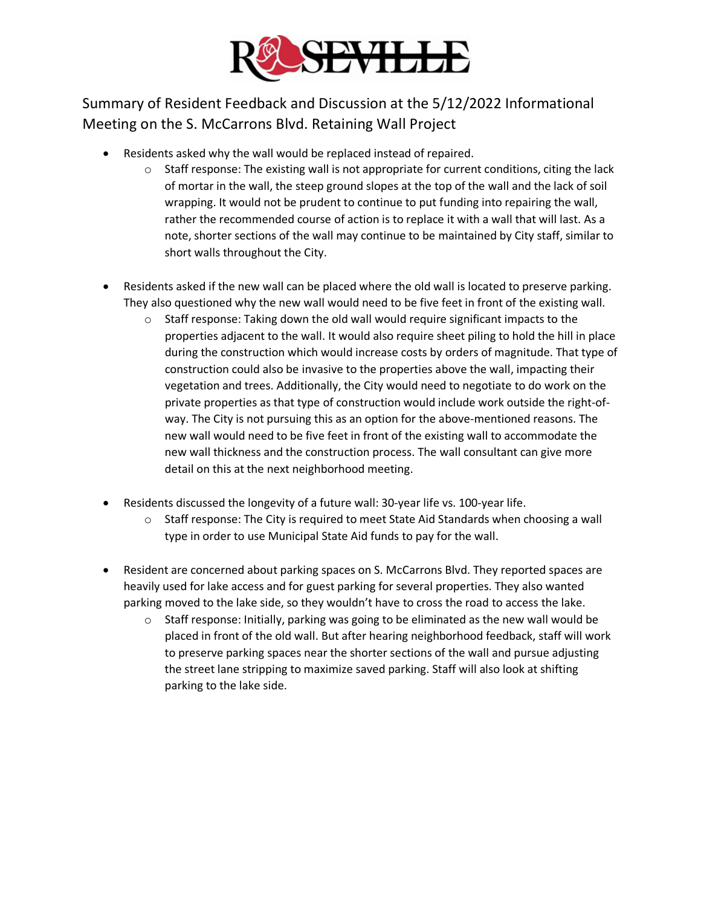ROSEVILLE

## Summary of Resident Feedback and Discussion at the 5/12/2022 Informational Meeting on the S. McCarrons Blvd. Retaining Wall Project

- Residents asked why the wall would be replaced instead of repaired.
  - Staff response: The existing wall is not appropriate for current conditions, citing the lack of mortar in the wall, the steep ground slopes at the top of the wall and the lack of soil wrapping. It would not be prudent to continue to put funding into repairing the wall, rather the recommended course of action is to replace it with a wall that will last. As a note, shorter sections of the wall may continue to be maintained by City staff, similar to short walls throughout the City.

- Residents asked if the new wall can be placed where the old wall is located to preserve parking. They also questioned why the new wall would need to be five feet in front of the existing wall.
  - Staff response: Taking down the old wall would require significant impacts to the properties adjacent to the wall. It would also require sheet piling to hold the hill in place during the construction which would increase costs by orders of magnitude. That type of construction could also be invasive to the properties above the wall, impacting their vegetation and trees. Additionally, the City would need to negotiate to do work on the private properties as that type of construction would include work outside the right-of-way. The City is not pursuing this as an option for the above-mentioned reasons. The new wall would need to be five feet in front of the existing wall to accommodate the new wall thickness and the construction process. The wall consultant can give more detail on this at the next neighborhood meeting.

- Residents discussed the longevity of a future wall: 30-year life vs. 100-year life.
  - Staff response: The City is required to meet State Aid Standards when choosing a wall type in order to use Municipal State Aid funds to pay for the wall.

- Resident are concerned about parking spaces on S. McCarrons Blvd. They reported spaces are heavily used for lake access and for guest parking for several properties. They also wanted parking moved to the lake side, so they wouldn't have to cross the road to access the lake.
  - Staff response: Initially, parking was going to be eliminated as the new wall would be placed in front of the old wall. But after hearing neighborhood feedback, staff will work to preserve parking spaces near the shorter sections of the wall and pursue adjusting the street lane stripping to maximize saved parking. Staff will also look at shifting parking to the lake side.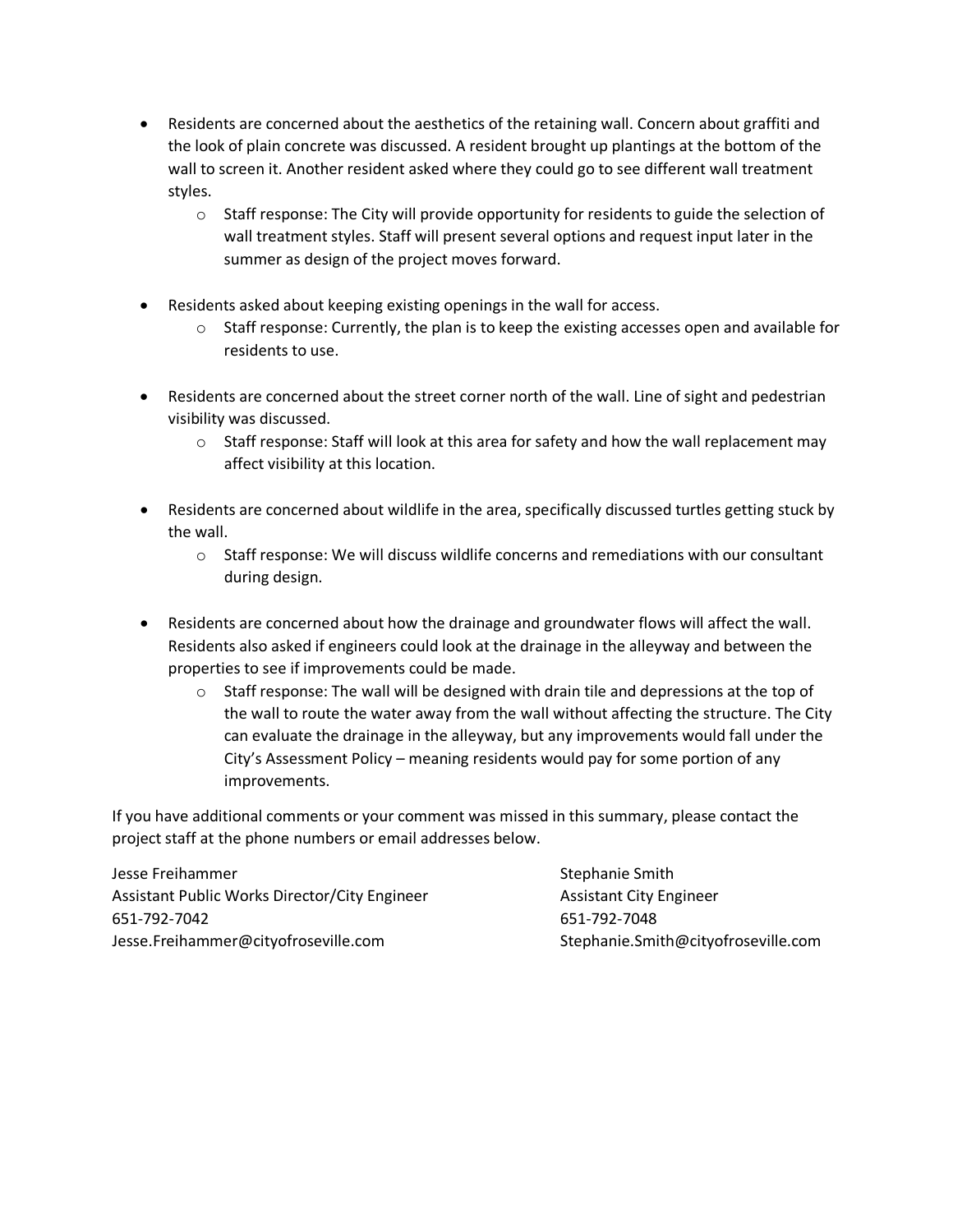- Residents are concerned about the aesthetics of the retaining wall. Concern about graffiti and the look of plain concrete was discussed. A resident brought up plantings at the bottom of the wall to screen it. Another resident asked where they could go to see different wall treatment styles.
  - Staff response: The City will provide opportunity for residents to guide the selection of wall treatment styles. Staff will present several options and request input later in the summer as design of the project moves forward.

- Residents asked about keeping existing openings in the wall for access.
  - Staff response: Currently, the plan is to keep the existing accesses open and available for residents to use.

- Residents are concerned about the street corner north of the wall. Line of sight and pedestrian visibility was discussed.
  - Staff response: Staff will look at this area for safety and how the wall replacement may affect visibility at this location.

- Residents are concerned about wildlife in the area, specifically discussed turtles getting stuck by the wall.
  - Staff response: We will discuss wildlife concerns and remediations with our consultant during design.

- Residents are concerned about how the drainage and groundwater flows will affect the wall. Residents also asked if engineers could look at the drainage in the alleyway and between the properties to see if improvements could be made.
  - Staff response: The wall will be designed with drain tile and depressions at the top of the wall to route the water away from the wall without affecting the structure. The City can evaluate the drainage in the alleyway, but any improvements would fall under the City's Assessment Policy – meaning residents would pay for some portion of any improvements.

If you have additional comments or your comment was missed in this summary, please contact the project staff at the phone numbers or email addresses below.

Jesse Freihammer
Assistant Public Works Director/City Engineer
651-792-7042
Jesse.Freihammer@cityofroseville.com

Stephanie Smith
Assistant City Engineer
651-792-7048
Stephanie.Smith@cityofroseville.com